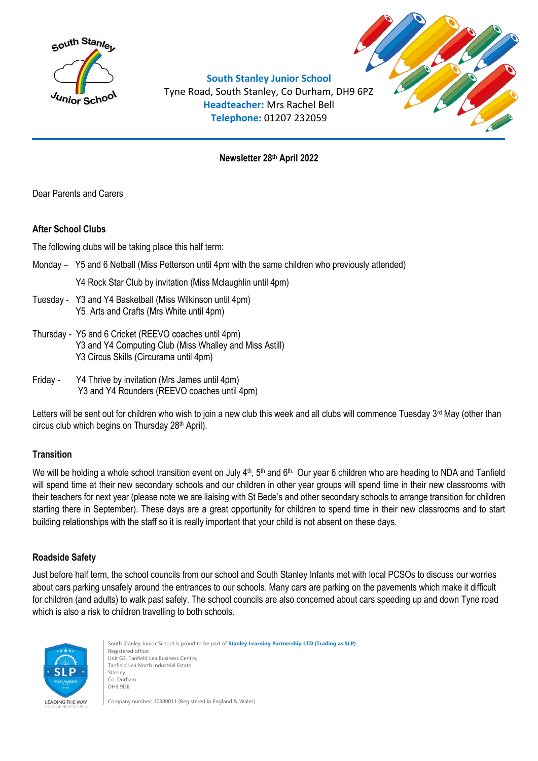**South Stanley Junior School**
Tyne Road, South Stanley, Co Durham, DH9 6PZ
**Headteacher:** Mrs Rachel Bell
**Telephone:** 01207 232059

**Newsletter 28th April 2022**

Dear Parents and Carers

### After School Clubs

The following clubs will be taking place this half term:

Monday – Y5 and 6 Netball (Miss Petterson until 4pm with the same children who previously attended)
Y4 Rock Star Club by invitation (Miss Mclaughlin until 4pm)

Tuesday - Y3 and Y4 Basketball (Miss Wilkinson until 4pm)
Y5 Arts and Crafts (Mrs White until 4pm)

Thursday - Y5 and 6 Cricket (REEVO coaches until 4pm)
Y3 and Y4 Computing Club (Miss Whalley and Miss Astill)
Y3 Circus Skills (Circurama until 4pm)

Friday - Y4 Thrive by invitation (Mrs James until 4pm)
Y3 and Y4 Rounders (REEVO coaches until 4pm)

Letters will be sent out for children who wish to join a new club this week and all clubs will commence Tuesday 3rd May (other than circus club which begins on Thursday 28th April).

### Transition

We will be holding a whole school transition event on July 4th, 5th and 6th. Our year 6 children who are heading to NDA and Tanfield will spend time at their new secondary schools and our children in other year groups will spend time in their new classrooms with their teachers for next year (please note we are liaising with St Bede's and other secondary schools to arrange transition for children starting there in September). These days are a great opportunity for children to spend time in their new classrooms and to start building relationships with the staff so it is really important that your child is not absent on these days.

### Roadside Safety

Just before half term, the school councils from our school and South Stanley Infants met with local PCSOs to discuss our worries about cars parking unsafely around the entrances to our schools. Many cars are parking on the pavements which make it difficult for children (and adults) to walk past safely. The school councils are also concerned about cars speeding up and down Tyne road which is also a risk to children travelling to both schools.

South Stanley Junior School is proud to be part of **Stanley Learning Partnership LTD (Trading as SLP)**
Registered office:
Unit G3, Tanfield Lea Business Centre,
Tanfield Lea North Industrial Estate
Stanley
Co. Durham
DH9 9DB

Company number: 10380011 (Registered in England & Wales)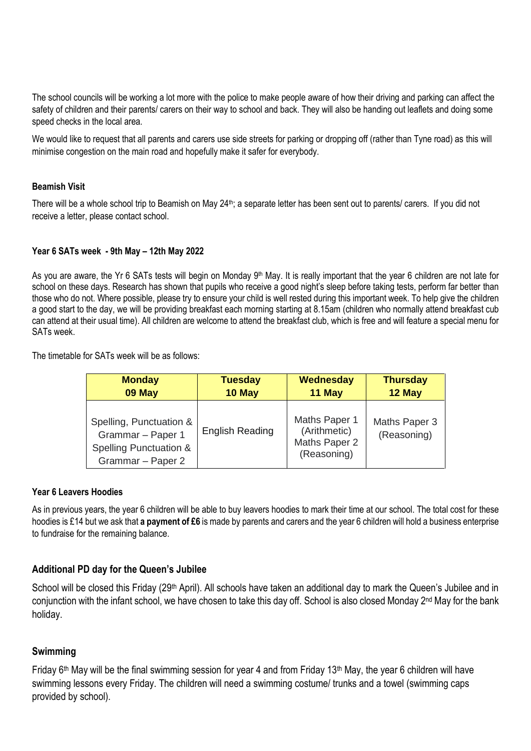The school councils will be working a lot more with the police to make people aware of how their driving and parking can affect the safety of children and their parents/ carers on their way to school and back. They will also be handing out leaflets and doing some speed checks in the local area.

We would like to request that all parents and carers use side streets for parking or dropping off (rather than Tyne road) as this will minimise congestion on the main road and hopefully make it safer for everybody.

### Beamish Visit

There will be a whole school trip to Beamish on May 24th; a separate letter has been sent out to parents/ carers. If you did not receive a letter, please contact school.

### Year 6 SATs week - 9th May – 12th May 2022

As you are aware, the Yr 6 SATs tests will begin on Monday 9th May. It is really important that the year 6 children are not late for school on these days. Research has shown that pupils who receive a good night's sleep before taking tests, perform far better than those who do not. Where possible, please try to ensure your child is well rested during this important week. To help give the children a good start to the day, we will be providing breakfast each morning starting at 8.15am (children who normally attend breakfast cub can attend at their usual time). All children are welcome to attend the breakfast club, which is free and will feature a special menu for SATs week.

The timetable for SATs week will be as follows:

| Monday 09 May | Tuesday 10 May | Wednesday 11 May | Thursday 12 May |
|---|---|---|---|
| Spelling, Punctuation & Grammar – Paper 1<br>Spelling Punctuation & Grammar – Paper 2 | English Reading | Maths Paper 1 (Arithmetic)<br>Maths Paper 2 (Reasoning) | Maths Paper 3 (Reasoning) |

### Year 6 Leavers Hoodies

As in previous years, the year 6 children will be able to buy leavers hoodies to mark their time at our school. The total cost for these hoodies is £14 but we ask that **a payment of £6** is made by parents and carers and the year 6 children will hold a business enterprise to fundraise for the remaining balance.

### Additional PD day for the Queen's Jubilee

School will be closed this Friday (29th April). All schools have taken an additional day to mark the Queen's Jubilee and in conjunction with the infant school, we have chosen to take this day off. School is also closed Monday 2nd May for the bank holiday.

### Swimming

Friday 6th May will be the final swimming session for year 4 and from Friday 13th May, the year 6 children will have swimming lessons every Friday. The children will need a swimming costume/ trunks and a towel (swimming caps provided by school).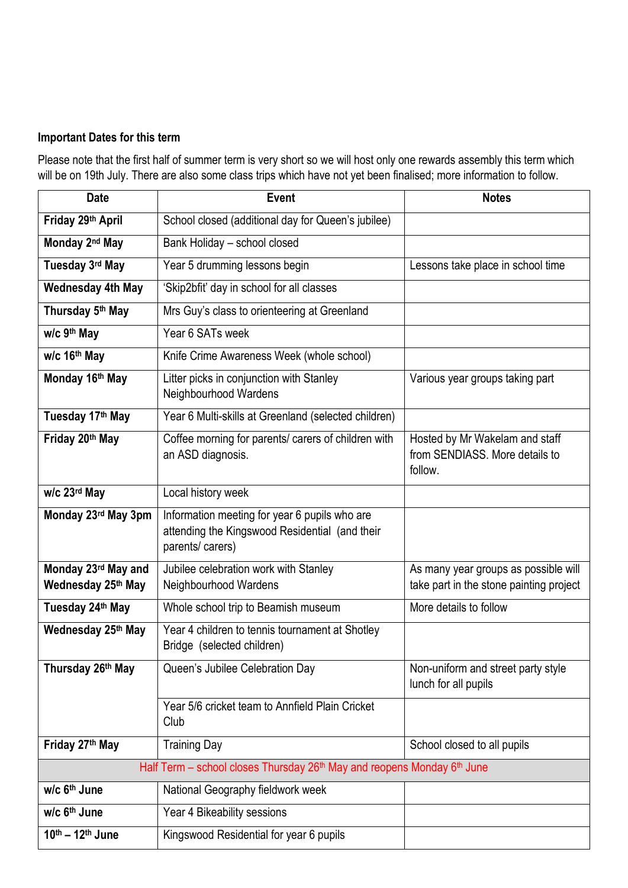**Important Dates for this term**

Please note that the first half of summer term is very short so we will host only one rewards assembly this term which will be on 19th July. There are also some class trips which have not yet been finalised; more information to follow.

| Date | Event | Notes |
|---|---|---|
| **Friday 29th April** | School closed (additional day for Queen's jubilee) | |
| **Monday 2nd May** | Bank Holiday – school closed | |
| **Tuesday 3rd May** | Year 5 drumming lessons begin | Lessons take place in school time |
| **Wednesday 4th May** | 'Skip2bfit' day in school for all classes | |
| **Thursday 5th May** | Mrs Guy's class to orienteering at Greenland | |
| **w/c 9th May** | Year 6 SATs week | |
| **w/c 16th May** | Knife Crime Awareness Week (whole school) | |
| **Monday 16th May** | Litter picks in conjunction with Stanley Neighbourhood Wardens | Various year groups taking part |
| **Tuesday 17th May** | Year 6 Multi-skills at Greenland (selected children) | |
| **Friday 20th May** | Coffee morning for parents/ carers of children with an ASD diagnosis. | Hosted by Mr Wakelam and staff from SENDIASS. More details to follow. |
| **w/c 23rd May** | Local history week | |
| **Monday 23rd May 3pm** | Information meeting for year 6 pupils who are attending the Kingswood Residential (and their parents/ carers) | |
| **Monday 23rd May and Wednesday 25th May** | Jubilee celebration work with Stanley Neighbourhood Wardens | As many year groups as possible will take part in the stone painting project |
| **Tuesday 24th May** | Whole school trip to Beamish museum | More details to follow |
| **Wednesday 25th May** | Year 4 children to tennis tournament at Shotley Bridge (selected children) | |
| **Thursday 26th May** | Queen's Jubilee Celebration Day | Non-uniform and street party style lunch for all pupils |
| | Year 5/6 cricket team to Annfield Plain Cricket Club | |
| **Friday 27th May** | Training Day | School closed to all pupils |
| Half Term – school closes Thursday 26th May and reopens Monday 6th June | | |
| **w/c 6th June** | National Geography fieldwork week | |
| **w/c 6th June** | Year 4 Bikeability sessions | |
| **10th – 12th June** | Kingswood Residential for year 6 pupils | |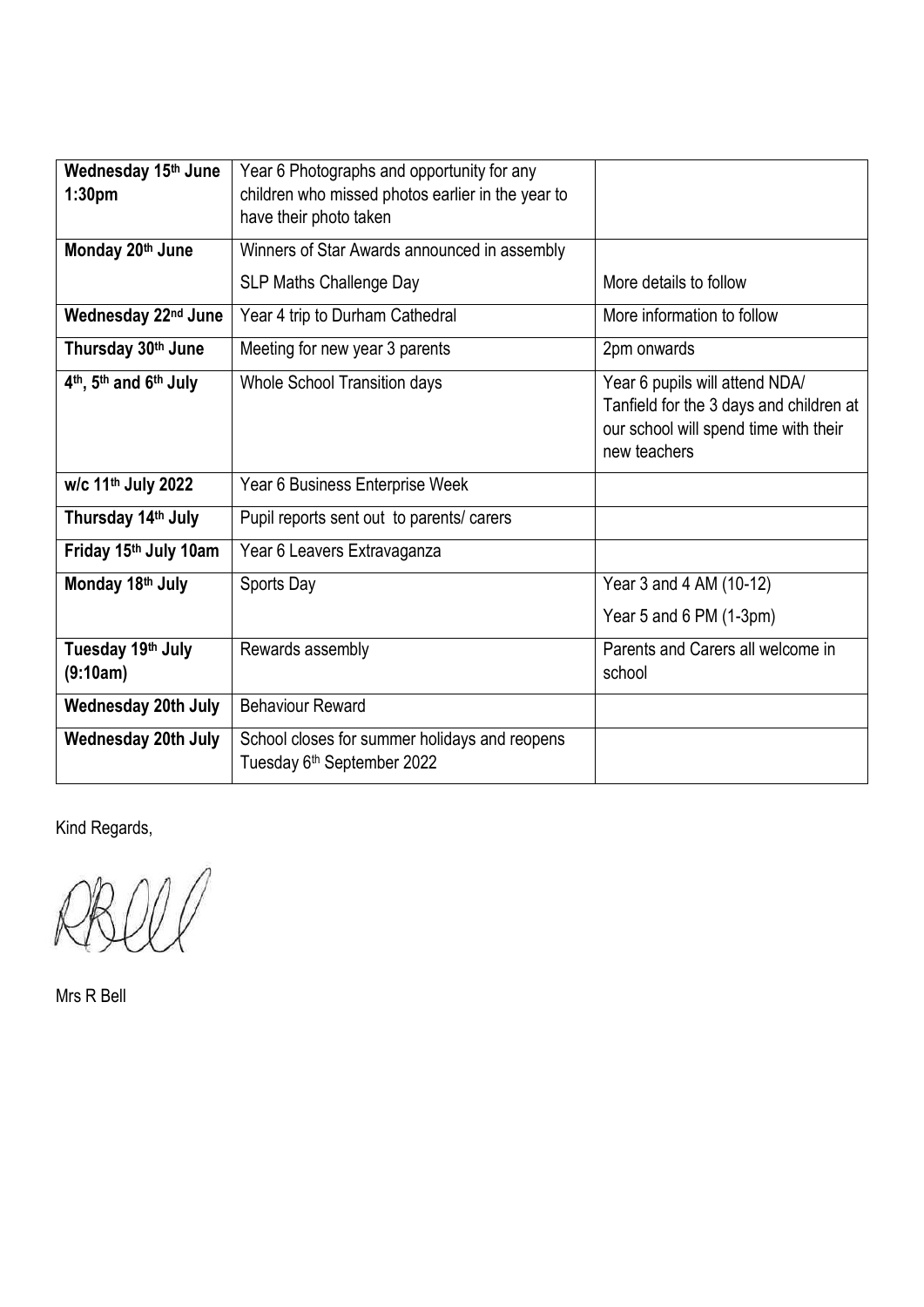| | | |
|---|---|---|
| **Wednesday 15th June 1:30pm** | Year 6 Photographs and opportunity for any children who missed photos earlier in the year to have their photo taken | |
| **Monday 20th June** | Winners of Star Awards announced in assembly<br><br>SLP Maths Challenge Day | <br><br>More details to follow |
| **Wednesday 22nd June** | Year 4 trip to Durham Cathedral | More information to follow |
| **Thursday 30th June** | Meeting for new year 3 parents | 2pm onwards |
| **4th, 5th and 6th July** | Whole School Transition days | Year 6 pupils will attend NDA/ Tanfield for the 3 days and children at our school will spend time with their new teachers |
| **w/c 11th July 2022** | Year 6 Business Enterprise Week | |
| **Thursday 14th July** | Pupil reports sent out to parents/ carers | |
| **Friday 15th July 10am** | Year 6 Leavers Extravaganza | |
| **Monday 18th July** | Sports Day | Year 3 and 4 AM (10-12)<br><br>Year 5 and 6 PM (1-3pm) |
| **Tuesday 19th July (9:10am)** | Rewards assembly | Parents and Carers all welcome in school |
| **Wednesday 20th July** | Behaviour Reward | |
| **Wednesday 20th July** | School closes for summer holidays and reopens Tuesday 6th September 2022 | |

Kind Regards,

RBell

Mrs R Bell